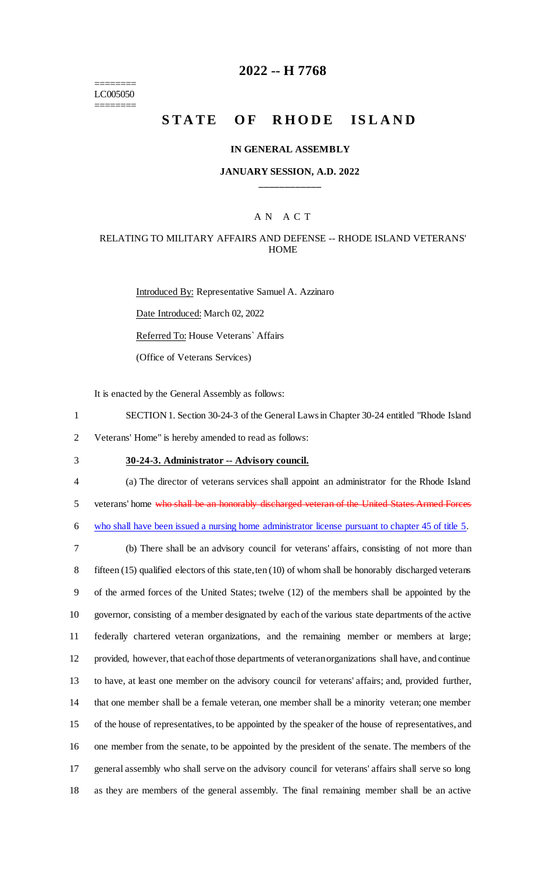========
LC005050
========

# 2022 -- H 7768

# STATE OF RHODE ISLAND

### IN GENERAL ASSEMBLY

### JANUARY SESSION, A.D. 2022

____________

A N A C T

RELATING TO MILITARY AFFAIRS AND DEFENSE -- RHODE ISLAND VETERANS' HOME

Introduced By: Representative Samuel A. Azzinaro

Date Introduced: March 02, 2022

Referred To: House Veterans` Affairs

(Office of Veterans Services)

It is enacted by the General Assembly as follows:

1 SECTION 1. Section 30-24-3 of the General Laws in Chapter 30-24 entitled "Rhode Island
2 Veterans' Home" is hereby amended to read as follows:

3 **30-24-3. Administrator -- Advisory council.**

4 (a) The director of veterans services shall appoint an administrator for the Rhode Island
5 veterans' home ~~who shall be an honorably discharged veteran of the United States Armed Forces~~
6 who shall have been issued a nursing home administrator license pursuant to chapter 45 of title 5.

7 (b) There shall be an advisory council for veterans' affairs, consisting of not more than
8 fifteen (15) qualified electors of this state, ten (10) of whom shall be honorably discharged veterans
9 of the armed forces of the United States; twelve (12) of the members shall be appointed by the
10 governor, consisting of a member designated by each of the various state departments of the active
11 federally chartered veteran organizations, and the remaining member or members at large;
12 provided, however, that each of those departments of veteran organizations shall have, and continue
13 to have, at least one member on the advisory council for veterans' affairs; and, provided further,
14 that one member shall be a female veteran, one member shall be a minority veteran; one member
15 of the house of representatives, to be appointed by the speaker of the house of representatives, and
16 one member from the senate, to be appointed by the president of the senate. The members of the
17 general assembly who shall serve on the advisory council for veterans' affairs shall serve so long
18 as they are members of the general assembly. The final remaining member shall be an active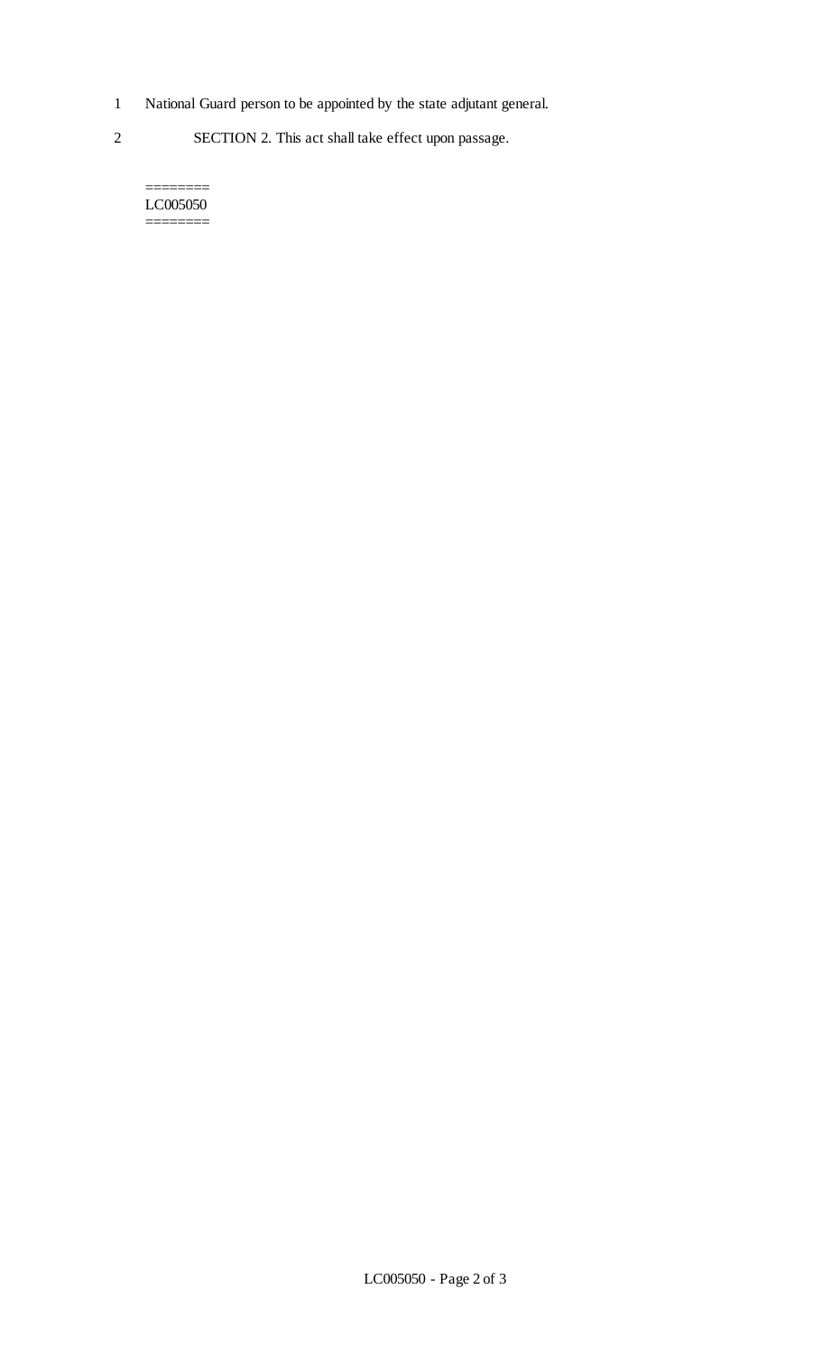National Guard person to be appointed by the state adjutant general.

SECTION 2. This act shall take effect upon passage.

========
LC005050
========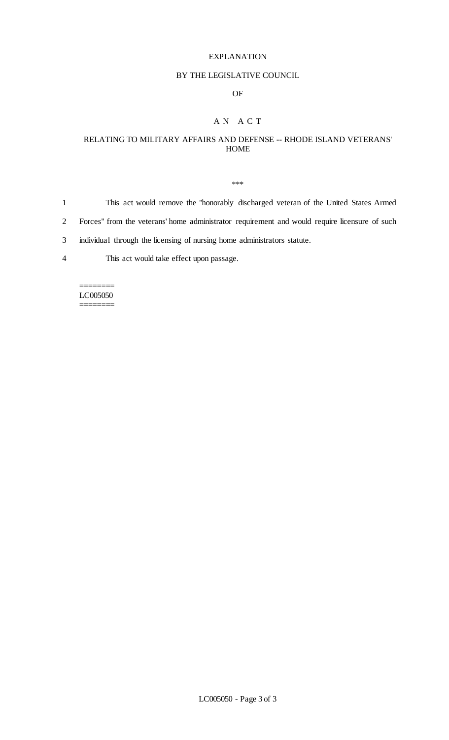EXPLANATION

BY THE LEGISLATIVE COUNCIL

OF

# A N   A C T

RELATING TO MILITARY AFFAIRS AND DEFENSE -- RHODE ISLAND VETERANS' HOME

\*\*\*

1 This act would remove the "honorably discharged veteran of the United States Armed
2 Forces" from the veterans' home administrator requirement and would require licensure of such
3 individual through the licensing of nursing home administrators statute.
4 This act would take effect upon passage.

========
LC005050
========